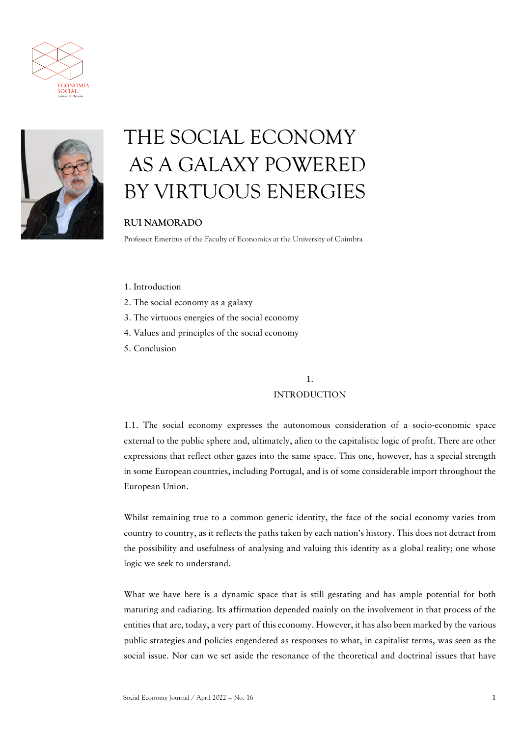# THE SOCIAL ECONOMY AS A GALAXY POWERED BY VIRTUOUS ENERGIES

**RUI NAMORADO**

Professor Emeritus of the Faculty of Economics at the University of Coimbra

1. Introduction
2. The social economy as a galaxy
3. The virtuous energies of the social economy
4. Values and principles of the social economy
5. Conclusion

## 1. INTRODUCTION

1.1. The social economy expresses the autonomous consideration of a socio-economic space external to the public sphere and, ultimately, alien to the capitalistic logic of profit. There are other expressions that reflect other gazes into the same space. This one, however, has a special strength in some European countries, including Portugal, and is of some considerable import throughout the European Union.

Whilst remaining true to a common generic identity, the face of the social economy varies from country to country, as it reflects the paths taken by each nation's history. This does not detract from the possibility and usefulness of analysing and valuing this identity as a global reality; one whose logic we seek to understand.

What we have here is a dynamic space that is still gestating and has ample potential for both maturing and radiating. Its affirmation depended mainly on the involvement in that process of the entities that are, today, a very part of this economy. However, it has also been marked by the various public strategies and policies engendered as responses to what, in capitalist terms, was seen as the social issue. Nor can we set aside the resonance of the theoretical and doctrinal issues that have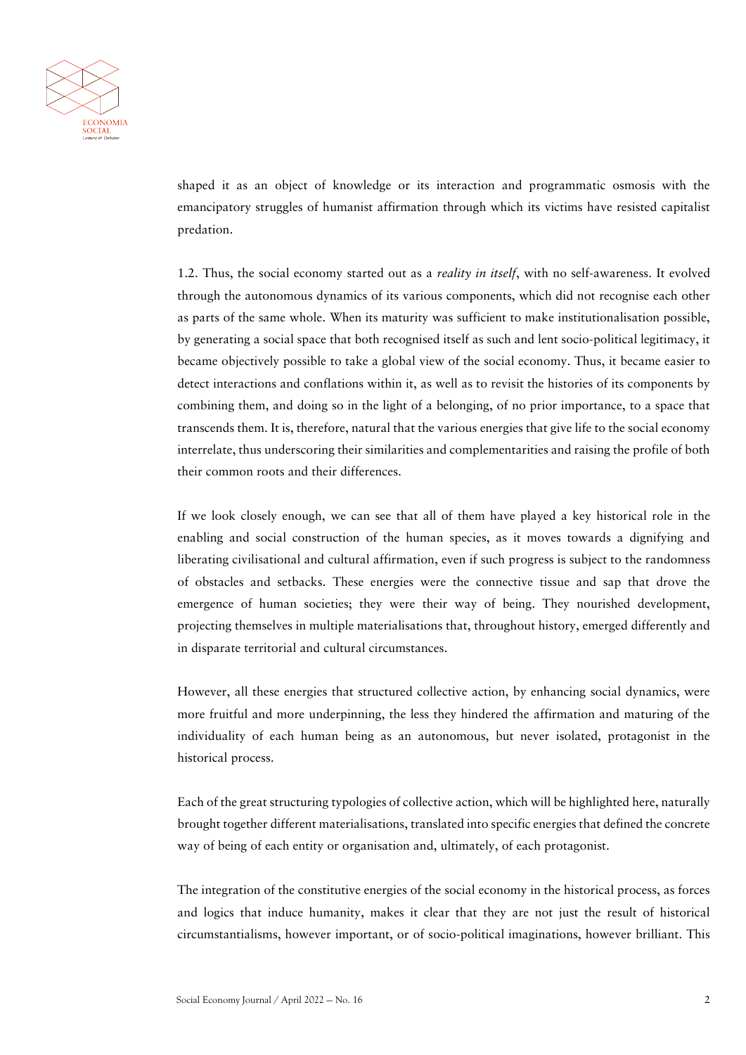shaped it as an object of knowledge or its interaction and programmatic osmosis with the emancipatory struggles of humanist affirmation through which its victims have resisted capitalist predation.

1.2. Thus, the social economy started out as a *reality in itself*, with no self-awareness. It evolved through the autonomous dynamics of its various components, which did not recognise each other as parts of the same whole. When its maturity was sufficient to make institutionalisation possible, by generating a social space that both recognised itself as such and lent socio-political legitimacy, it became objectively possible to take a global view of the social economy. Thus, it became easier to detect interactions and conflations within it, as well as to revisit the histories of its components by combining them, and doing so in the light of a belonging, of no prior importance, to a space that transcends them. It is, therefore, natural that the various energies that give life to the social economy interrelate, thus underscoring their similarities and complementarities and raising the profile of both their common roots and their differences.

If we look closely enough, we can see that all of them have played a key historical role in the enabling and social construction of the human species, as it moves towards a dignifying and liberating civilisational and cultural affirmation, even if such progress is subject to the randomness of obstacles and setbacks. These energies were the connective tissue and sap that drove the emergence of human societies; they were their way of being. They nourished development, projecting themselves in multiple materialisations that, throughout history, emerged differently and in disparate territorial and cultural circumstances.

However, all these energies that structured collective action, by enhancing social dynamics, were more fruitful and more underpinning, the less they hindered the affirmation and maturing of the individuality of each human being as an autonomous, but never isolated, protagonist in the historical process.

Each of the great structuring typologies of collective action, which will be highlighted here, naturally brought together different materialisations, translated into specific energies that defined the concrete way of being of each entity or organisation and, ultimately, of each protagonist.

The integration of the constitutive energies of the social economy in the historical process, as forces and logics that induce humanity, makes it clear that they are not just the result of historical circumstantialisms, however important, or of socio-political imaginations, however brilliant. This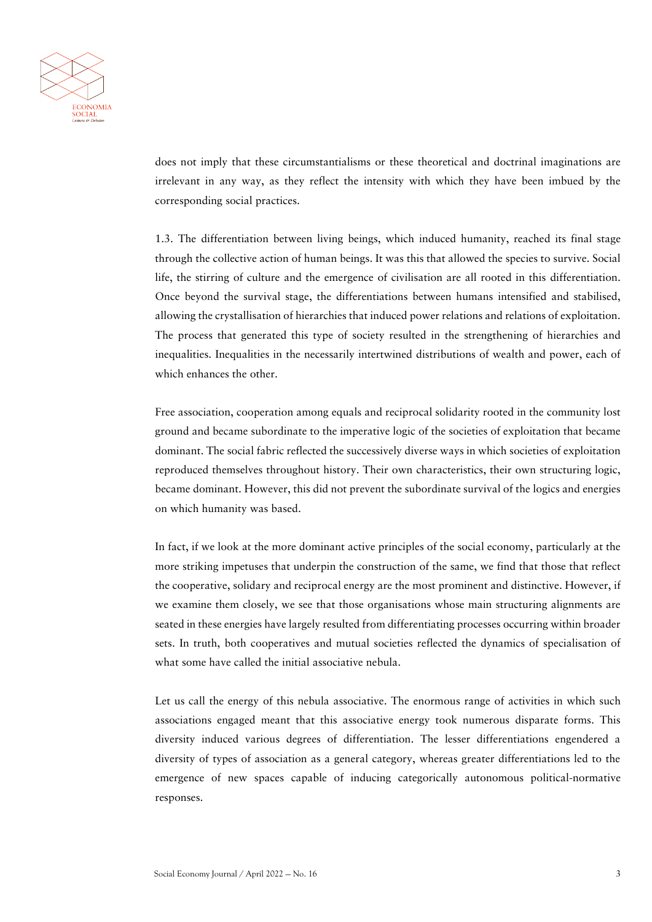does not imply that these circumstantialisms or these theoretical and doctrinal imaginations are irrelevant in any way, as they reflect the intensity with which they have been imbued by the corresponding social practices.

1.3. The differentiation between living beings, which induced humanity, reached its final stage through the collective action of human beings. It was this that allowed the species to survive. Social life, the stirring of culture and the emergence of civilisation are all rooted in this differentiation. Once beyond the survival stage, the differentiations between humans intensified and stabilised, allowing the crystallisation of hierarchies that induced power relations and relations of exploitation. The process that generated this type of society resulted in the strengthening of hierarchies and inequalities. Inequalities in the necessarily intertwined distributions of wealth and power, each of which enhances the other.

Free association, cooperation among equals and reciprocal solidarity rooted in the community lost ground and became subordinate to the imperative logic of the societies of exploitation that became dominant. The social fabric reflected the successively diverse ways in which societies of exploitation reproduced themselves throughout history. Their own characteristics, their own structuring logic, became dominant. However, this did not prevent the subordinate survival of the logics and energies on which humanity was based.

In fact, if we look at the more dominant active principles of the social economy, particularly at the more striking impetuses that underpin the construction of the same, we find that those that reflect the cooperative, solidary and reciprocal energy are the most prominent and distinctive. However, if we examine them closely, we see that those organisations whose main structuring alignments are seated in these energies have largely resulted from differentiating processes occurring within broader sets. In truth, both cooperatives and mutual societies reflected the dynamics of specialisation of what some have called the initial associative nebula.

Let us call the energy of this nebula associative. The enormous range of activities in which such associations engaged meant that this associative energy took numerous disparate forms. This diversity induced various degrees of differentiation. The lesser differentiations engendered a diversity of types of association as a general category, whereas greater differentiations led to the emergence of new spaces capable of inducing categorically autonomous political-normative responses.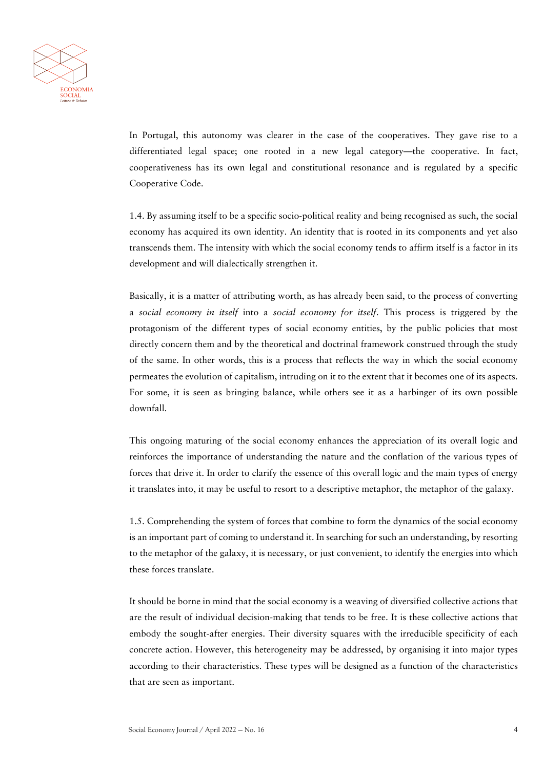In Portugal, this autonomy was clearer in the case of the cooperatives. They gave rise to a differentiated legal space; one rooted in a new legal category—the cooperative. In fact, cooperativeness has its own legal and constitutional resonance and is regulated by a specific Cooperative Code.

1.4. By assuming itself to be a specific socio-political reality and being recognised as such, the social economy has acquired its own identity. An identity that is rooted in its components and yet also transcends them. The intensity with which the social economy tends to affirm itself is a factor in its development and will dialectically strengthen it.

Basically, it is a matter of attributing worth, as has already been said, to the process of converting a *social economy in itself* into a *social economy for itself*. This process is triggered by the protagonism of the different types of social economy entities, by the public policies that most directly concern them and by the theoretical and doctrinal framework construed through the study of the same. In other words, this is a process that reflects the way in which the social economy permeates the evolution of capitalism, intruding on it to the extent that it becomes one of its aspects. For some, it is seen as bringing balance, while others see it as a harbinger of its own possible downfall.

This ongoing maturing of the social economy enhances the appreciation of its overall logic and reinforces the importance of understanding the nature and the conflation of the various types of forces that drive it. In order to clarify the essence of this overall logic and the main types of energy it translates into, it may be useful to resort to a descriptive metaphor, the metaphor of the galaxy.

1.5. Comprehending the system of forces that combine to form the dynamics of the social economy is an important part of coming to understand it. In searching for such an understanding, by resorting to the metaphor of the galaxy, it is necessary, or just convenient, to identify the energies into which these forces translate.

It should be borne in mind that the social economy is a weaving of diversified collective actions that are the result of individual decision-making that tends to be free. It is these collective actions that embody the sought-after energies. Their diversity squares with the irreducible specificity of each concrete action. However, this heterogeneity may be addressed, by organising it into major types according to their characteristics. These types will be designed as a function of the characteristics that are seen as important.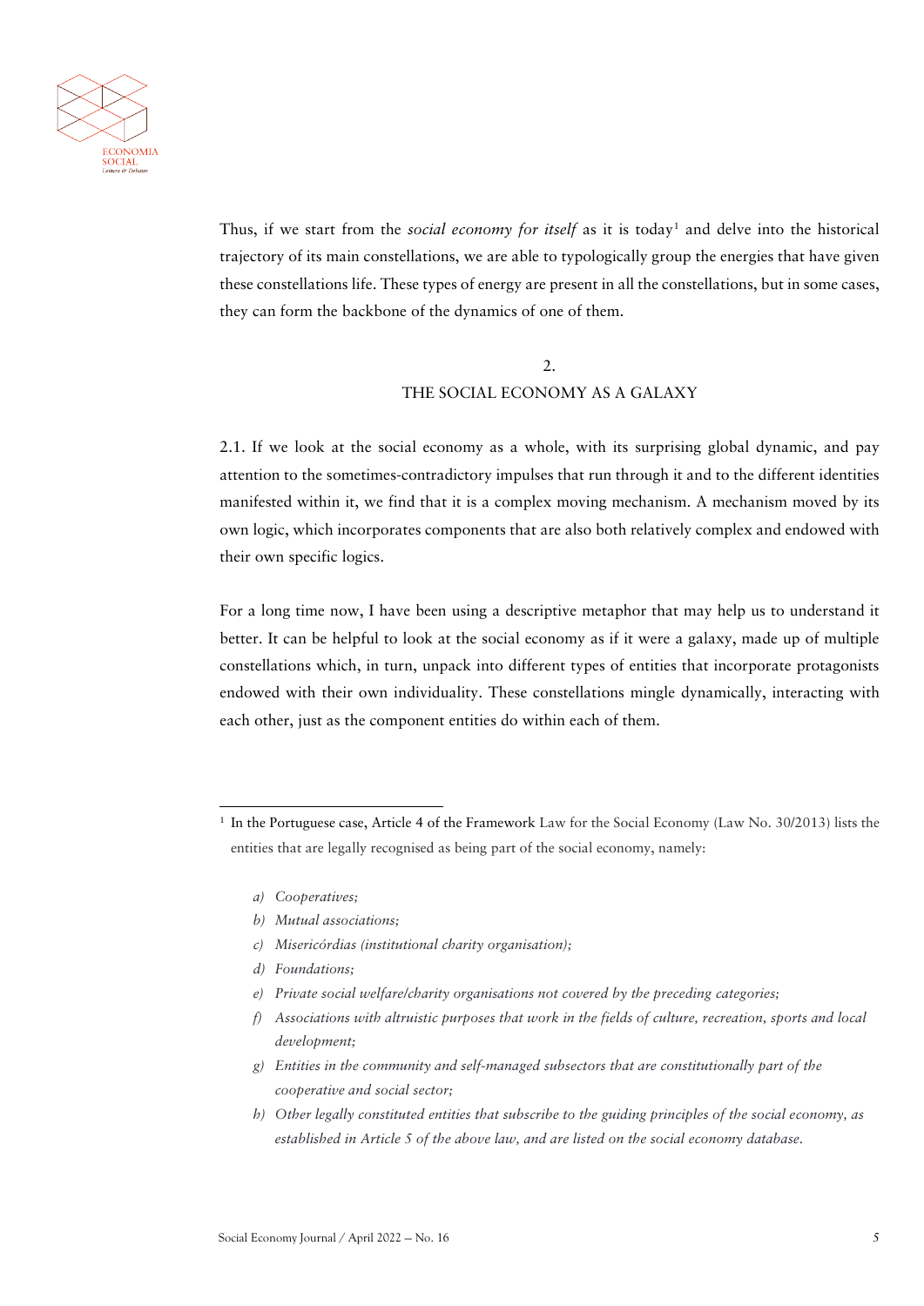Thus, if we start from the *social economy for itself* as it is today[1] and delve into the historical trajectory of its main constellations, we are able to typologically group the energies that have given these constellations life. These types of energy are present in all the constellations, but in some cases, they can form the backbone of the dynamics of one of them.

## 2.
## THE SOCIAL ECONOMY AS A GALAXY

2.1. If we look at the social economy as a whole, with its surprising global dynamic, and pay attention to the sometimes-contradictory impulses that run through it and to the different identities manifested within it, we find that it is a complex moving mechanism. A mechanism moved by its own logic, which incorporates components that are also both relatively complex and endowed with their own specific logics.

For a long time now, I have been using a descriptive metaphor that may help us to understand it better. It can be helpful to look at the social economy as if it were a galaxy, made up of multiple constellations which, in turn, unpack into different types of entities that incorporate protagonists endowed with their own individuality. These constellations mingle dynamically, interacting with each other, just as the component entities do within each of them.

---

[1] In the Portuguese case, Article 4 of the Framework Law for the Social Economy (Law No. 30/2013) lists the entities that are legally recognised as being part of the social economy, namely:

a) *Cooperatives;*
b) *Mutual associations;*
c) *Misericórdias (institutional charity organisation);*
d) *Foundations;*
e) *Private social welfare/charity organisations not covered by the preceding categories;*
f) *Associations with altruistic purposes that work in the fields of culture, recreation, sports and local development;*
g) *Entities in the community and self-managed subsectors that are constitutionally part of the cooperative and social sector;*
h) *Other legally constituted entities that subscribe to the guiding principles of the social economy, as established in Article 5 of the above law, and are listed on the social economy database.*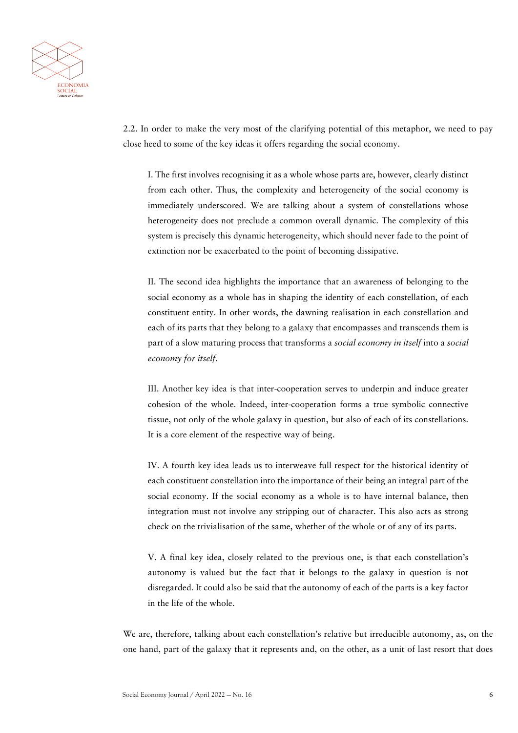2.2. In order to make the very most of the clarifying potential of this metaphor, we need to pay close heed to some of the key ideas it offers regarding the social economy.

> I. The first involves recognising it as a whole whose parts are, however, clearly distinct from each other. Thus, the complexity and heterogeneity of the social economy is immediately underscored. We are talking about a system of constellations whose heterogeneity does not preclude a common overall dynamic. The complexity of this system is precisely this dynamic heterogeneity, which should never fade to the point of extinction nor be exacerbated to the point of becoming dissipative.
>
> II. The second idea highlights the importance that an awareness of belonging to the social economy as a whole has in shaping the identity of each constellation, of each constituent entity. In other words, the dawning realisation in each constellation and each of its parts that they belong to a galaxy that encompasses and transcends them is part of a slow maturing process that transforms a *social economy in itself* into a *social economy for itself*.
>
> III. Another key idea is that inter-cooperation serves to underpin and induce greater cohesion of the whole. Indeed, inter-cooperation forms a true symbolic connective tissue, not only of the whole galaxy in question, but also of each of its constellations. It is a core element of the respective way of being.
>
> IV. A fourth key idea leads us to interweave full respect for the historical identity of each constituent constellation into the importance of their being an integral part of the social economy. If the social economy as a whole is to have internal balance, then integration must not involve any stripping out of character. This also acts as strong check on the trivialisation of the same, whether of the whole or of any of its parts.
>
> V. A final key idea, closely related to the previous one, is that each constellation's autonomy is valued but the fact that it belongs to the galaxy in question is not disregarded. It could also be said that the autonomy of each of the parts is a key factor in the life of the whole.

We are, therefore, talking about each constellation's relative but irreducible autonomy, as, on the one hand, part of the galaxy that it represents and, on the other, as a unit of last resort that does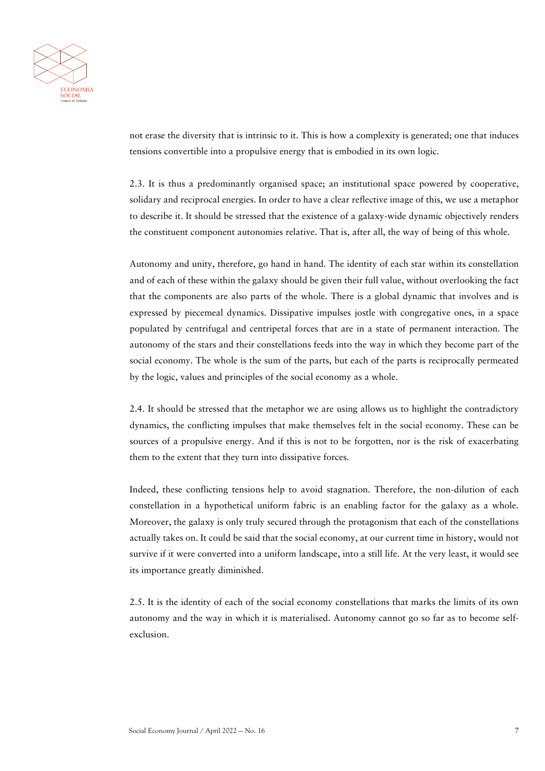not erase the diversity that is intrinsic to it. This is how a complexity is generated; one that induces tensions convertible into a propulsive energy that is embodied in its own logic.

2.3. It is thus a predominantly organised space; an institutional space powered by cooperative, solidary and reciprocal energies. In order to have a clear reflective image of this, we use a metaphor to describe it. It should be stressed that the existence of a galaxy-wide dynamic objectively renders the constituent component autonomies relative. That is, after all, the way of being of this whole.

Autonomy and unity, therefore, go hand in hand. The identity of each star within its constellation and of each of these within the galaxy should be given their full value, without overlooking the fact that the components are also parts of the whole. There is a global dynamic that involves and is expressed by piecemeal dynamics. Dissipative impulses jostle with congregative ones, in a space populated by centrifugal and centripetal forces that are in a state of permanent interaction. The autonomy of the stars and their constellations feeds into the way in which they become part of the social economy. The whole is the sum of the parts, but each of the parts is reciprocally permeated by the logic, values and principles of the social economy as a whole.

2.4. It should be stressed that the metaphor we are using allows us to highlight the contradictory dynamics, the conflicting impulses that make themselves felt in the social economy. These can be sources of a propulsive energy. And if this is not to be forgotten, nor is the risk of exacerbating them to the extent that they turn into dissipative forces.

Indeed, these conflicting tensions help to avoid stagnation. Therefore, the non-dilution of each constellation in a hypothetical uniform fabric is an enabling factor for the galaxy as a whole. Moreover, the galaxy is only truly secured through the protagonism that each of the constellations actually takes on. It could be said that the social economy, at our current time in history, would not survive if it were converted into a uniform landscape, into a still life. At the very least, it would see its importance greatly diminished.

2.5. It is the identity of each of the social economy constellations that marks the limits of its own autonomy and the way in which it is materialised. Autonomy cannot go so far as to become self-exclusion.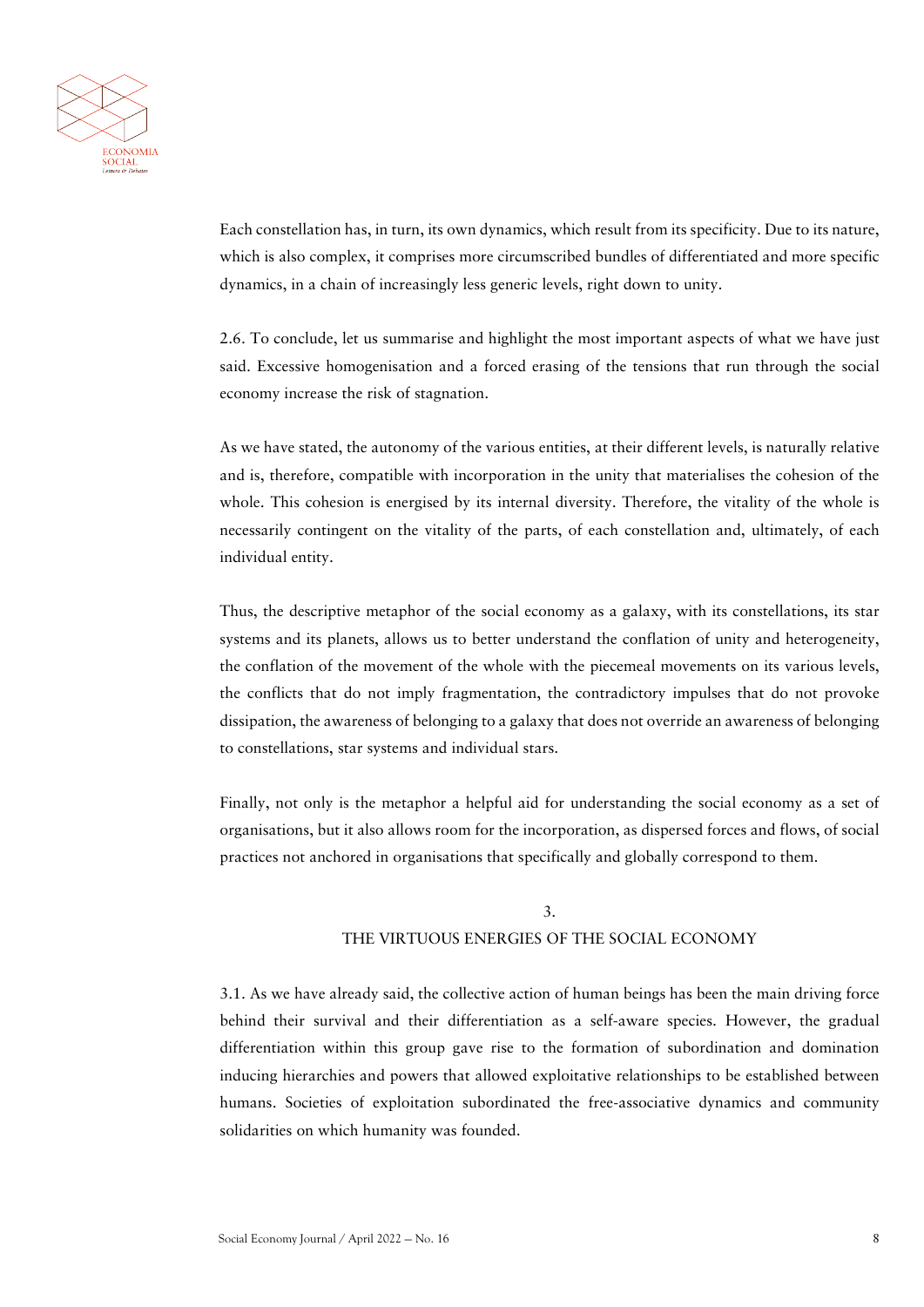Each constellation has, in turn, its own dynamics, which result from its specificity. Due to its nature, which is also complex, it comprises more circumscribed bundles of differentiated and more specific dynamics, in a chain of increasingly less generic levels, right down to unity.

2.6. To conclude, let us summarise and highlight the most important aspects of what we have just said. Excessive homogenisation and a forced erasing of the tensions that run through the social economy increase the risk of stagnation.

As we have stated, the autonomy of the various entities, at their different levels, is naturally relative and is, therefore, compatible with incorporation in the unity that materialises the cohesion of the whole. This cohesion is energised by its internal diversity. Therefore, the vitality of the whole is necessarily contingent on the vitality of the parts, of each constellation and, ultimately, of each individual entity.

Thus, the descriptive metaphor of the social economy as a galaxy, with its constellations, its star systems and its planets, allows us to better understand the conflation of unity and heterogeneity, the conflation of the movement of the whole with the piecemeal movements on its various levels, the conflicts that do not imply fragmentation, the contradictory impulses that do not provoke dissipation, the awareness of belonging to a galaxy that does not override an awareness of belonging to constellations, star systems and individual stars.

Finally, not only is the metaphor a helpful aid for understanding the social economy as a set of organisations, but it also allows room for the incorporation, as dispersed forces and flows, of social practices not anchored in organisations that specifically and globally correspond to them.

## 3. THE VIRTUOUS ENERGIES OF THE SOCIAL ECONOMY

3.1. As we have already said, the collective action of human beings has been the main driving force behind their survival and their differentiation as a self-aware species. However, the gradual differentiation within this group gave rise to the formation of subordination and domination inducing hierarchies and powers that allowed exploitative relationships to be established between humans. Societies of exploitation subordinated the free-associative dynamics and community solidarities on which humanity was founded.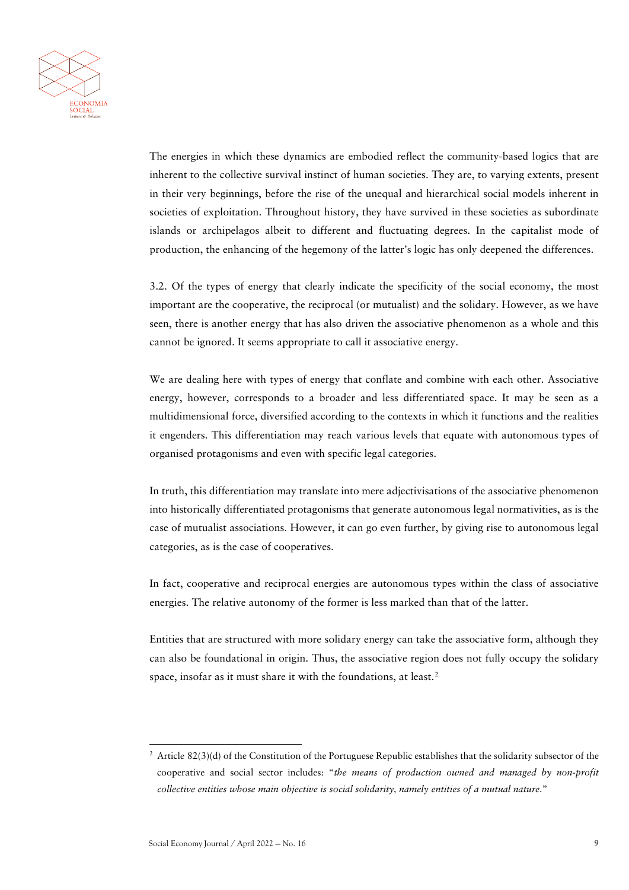The energies in which these dynamics are embodied reflect the community-based logics that are inherent to the collective survival instinct of human societies. They are, to varying extents, present in their very beginnings, before the rise of the unequal and hierarchical social models inherent in societies of exploitation. Throughout history, they have survived in these societies as subordinate islands or archipelagos albeit to different and fluctuating degrees. In the capitalist mode of production, the enhancing of the hegemony of the latter's logic has only deepened the differences.

3.2. Of the types of energy that clearly indicate the specificity of the social economy, the most important are the cooperative, the reciprocal (or mutualist) and the solidary. However, as we have seen, there is another energy that has also driven the associative phenomenon as a whole and this cannot be ignored. It seems appropriate to call it associative energy.

We are dealing here with types of energy that conflate and combine with each other. Associative energy, however, corresponds to a broader and less differentiated space. It may be seen as a multidimensional force, diversified according to the contexts in which it functions and the realities it engenders. This differentiation may reach various levels that equate with autonomous types of organised protagonisms and even with specific legal categories.

In truth, this differentiation may translate into mere adjectivisations of the associative phenomenon into historically differentiated protagonisms that generate autonomous legal normativities, as is the case of mutualist associations. However, it can go even further, by giving rise to autonomous legal categories, as is the case of cooperatives.

In fact, cooperative and reciprocal energies are autonomous types within the class of associative energies. The relative autonomy of the former is less marked than that of the latter.

Entities that are structured with more solidary energy can take the associative form, although they can also be foundational in origin. Thus, the associative region does not fully occupy the solidary space, insofar as it must share it with the foundations, at least.[2]

---

[2] Article 82(3)(d) of the Constitution of the Portuguese Republic establishes that the solidarity subsector of the cooperative and social sector includes: "*the means of production owned and managed by non-profit collective entities whose main objective is social solidarity, namely entities of a mutual nature*."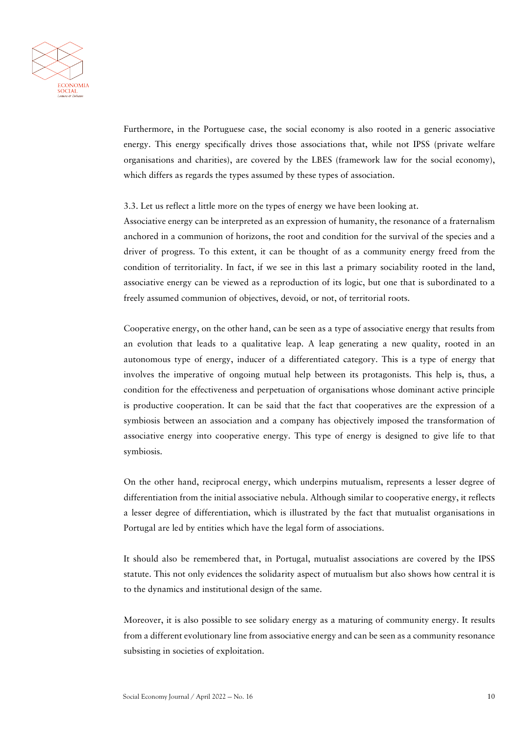Furthermore, in the Portuguese case, the social economy is also rooted in a generic associative energy. This energy specifically drives those associations that, while not IPSS (private welfare organisations and charities), are covered by the LBES (framework law for the social economy), which differs as regards the types assumed by these types of association.

3.3. Let us reflect a little more on the types of energy we have been looking at.

Associative energy can be interpreted as an expression of humanity, the resonance of a fraternalism anchored in a communion of horizons, the root and condition for the survival of the species and a driver of progress. To this extent, it can be thought of as a community energy freed from the condition of territoriality. In fact, if we see in this last a primary sociability rooted in the land, associative energy can be viewed as a reproduction of its logic, but one that is subordinated to a freely assumed communion of objectives, devoid, or not, of territorial roots.

Cooperative energy, on the other hand, can be seen as a type of associative energy that results from an evolution that leads to a qualitative leap. A leap generating a new quality, rooted in an autonomous type of energy, inducer of a differentiated category. This is a type of energy that involves the imperative of ongoing mutual help between its protagonists. This help is, thus, a condition for the effectiveness and perpetuation of organisations whose dominant active principle is productive cooperation. It can be said that the fact that cooperatives are the expression of a symbiosis between an association and a company has objectively imposed the transformation of associative energy into cooperative energy. This type of energy is designed to give life to that symbiosis.

On the other hand, reciprocal energy, which underpins mutualism, represents a lesser degree of differentiation from the initial associative nebula. Although similar to cooperative energy, it reflects a lesser degree of differentiation, which is illustrated by the fact that mutualist organisations in Portugal are led by entities which have the legal form of associations.

It should also be remembered that, in Portugal, mutualist associations are covered by the IPSS statute. This not only evidences the solidarity aspect of mutualism but also shows how central it is to the dynamics and institutional design of the same.

Moreover, it is also possible to see solidary energy as a maturing of community energy. It results from a different evolutionary line from associative energy and can be seen as a community resonance subsisting in societies of exploitation.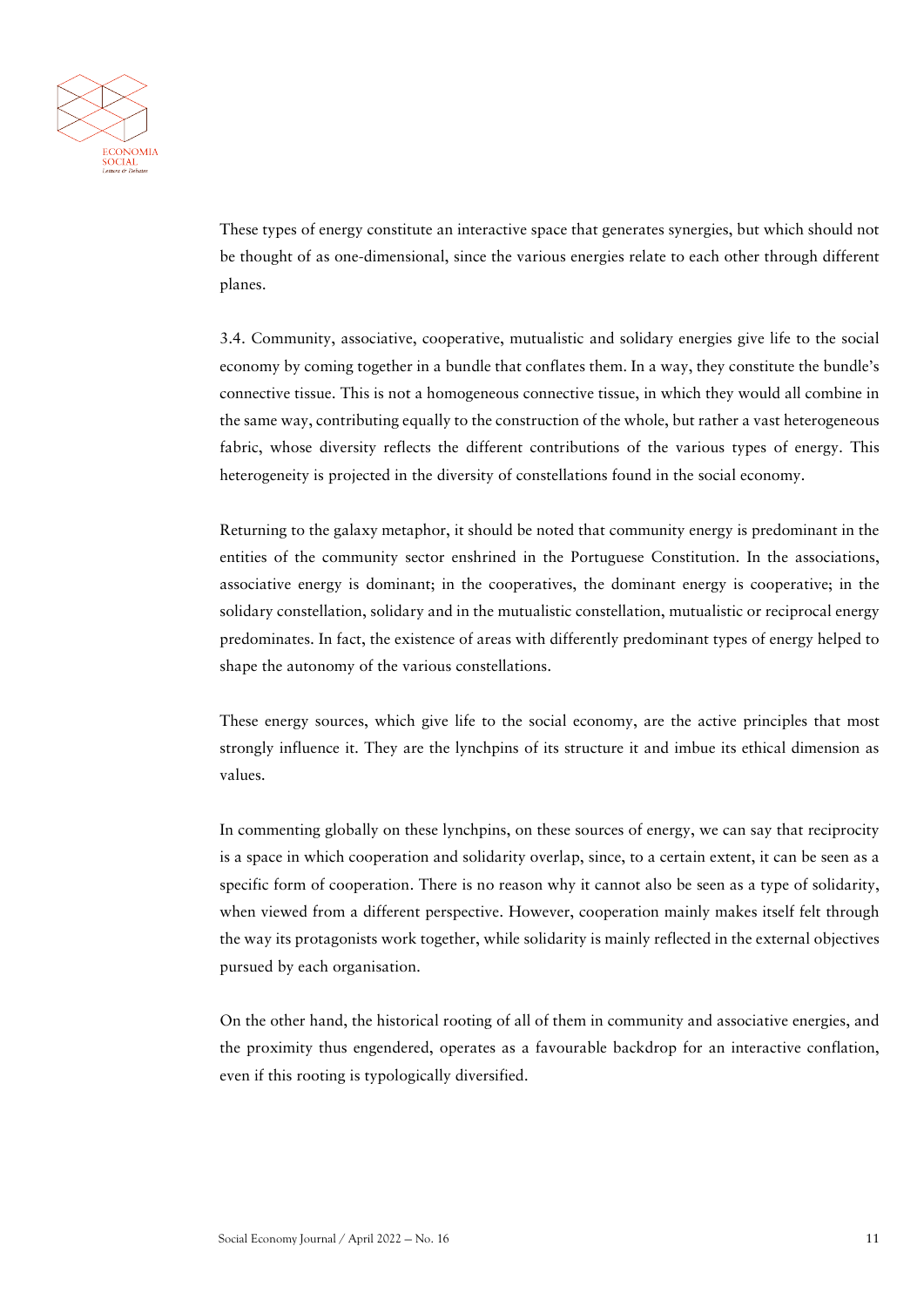These types of energy constitute an interactive space that generates synergies, but which should not be thought of as one-dimensional, since the various energies relate to each other through different planes.

3.4. Community, associative, cooperative, mutualistic and solidary energies give life to the social economy by coming together in a bundle that conflates them. In a way, they constitute the bundle's connective tissue. This is not a homogeneous connective tissue, in which they would all combine in the same way, contributing equally to the construction of the whole, but rather a vast heterogeneous fabric, whose diversity reflects the different contributions of the various types of energy. This heterogeneity is projected in the diversity of constellations found in the social economy.

Returning to the galaxy metaphor, it should be noted that community energy is predominant in the entities of the community sector enshrined in the Portuguese Constitution. In the associations, associative energy is dominant; in the cooperatives, the dominant energy is cooperative; in the solidary constellation, solidary and in the mutualistic constellation, mutualistic or reciprocal energy predominates. In fact, the existence of areas with differently predominant types of energy helped to shape the autonomy of the various constellations.

These energy sources, which give life to the social economy, are the active principles that most strongly influence it. They are the lynchpins of its structure it and imbue its ethical dimension as values.

In commenting globally on these lynchpins, on these sources of energy, we can say that reciprocity is a space in which cooperation and solidarity overlap, since, to a certain extent, it can be seen as a specific form of cooperation. There is no reason why it cannot also be seen as a type of solidarity, when viewed from a different perspective. However, cooperation mainly makes itself felt through the way its protagonists work together, while solidarity is mainly reflected in the external objectives pursued by each organisation.

On the other hand, the historical rooting of all of them in community and associative energies, and the proximity thus engendered, operates as a favourable backdrop for an interactive conflation, even if this rooting is typologically diversified.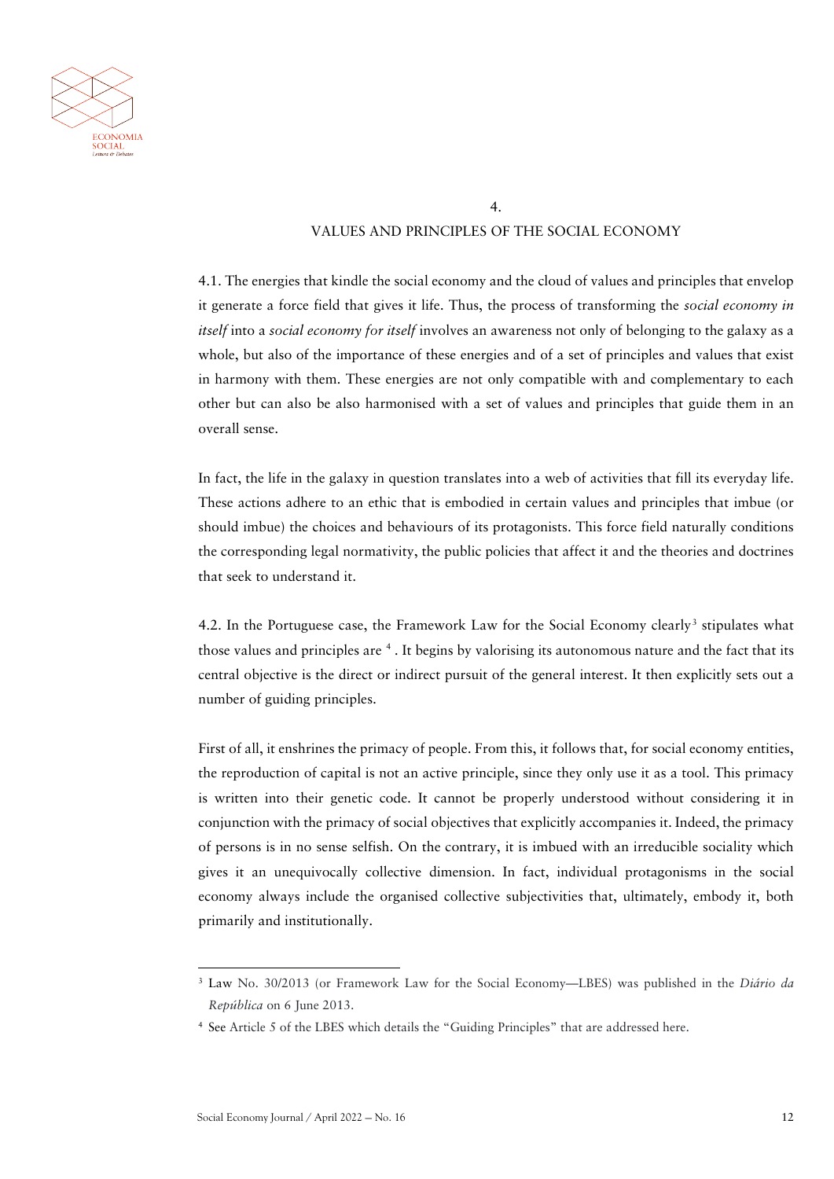## 4. VALUES AND PRINCIPLES OF THE SOCIAL ECONOMY

4.1. The energies that kindle the social economy and the cloud of values and principles that envelop it generate a force field that gives it life. Thus, the process of transforming the *social economy in itself* into a *social economy for itself* involves an awareness not only of belonging to the galaxy as a whole, but also of the importance of these energies and of a set of principles and values that exist in harmony with them. These energies are not only compatible with and complementary to each other but can also be also harmonised with a set of values and principles that guide them in an overall sense.

In fact, the life in the galaxy in question translates into a web of activities that fill its everyday life. These actions adhere to an ethic that is embodied in certain values and principles that imbue (or should imbue) the choices and behaviours of its protagonists. This force field naturally conditions the corresponding legal normativity, the public policies that affect it and the theories and doctrines that seek to understand it.

4.2. In the Portuguese case, the Framework Law for the Social Economy clearly[3] stipulates what those values and principles are [4]. It begins by valorising its autonomous nature and the fact that its central objective is the direct or indirect pursuit of the general interest. It then explicitly sets out a number of guiding principles.

First of all, it enshrines the primacy of people. From this, it follows that, for social economy entities, the reproduction of capital is not an active principle, since they only use it as a tool. This primacy is written into their genetic code. It cannot be properly understood without considering it in conjunction with the primacy of social objectives that explicitly accompanies it. Indeed, the primacy of persons is in no sense selfish. On the contrary, it is imbued with an irreducible sociality which gives it an unequivocally collective dimension. In fact, individual protagonisms in the social economy always include the organised collective subjectivities that, ultimately, embody it, both primarily and institutionally.

---

[3] Law No. 30/2013 (or Framework Law for the Social Economy—LBES) was published in the *Diário da República* on 6 June 2013.

[4] See Article 5 of the LBES which details the "Guiding Principles" that are addressed here.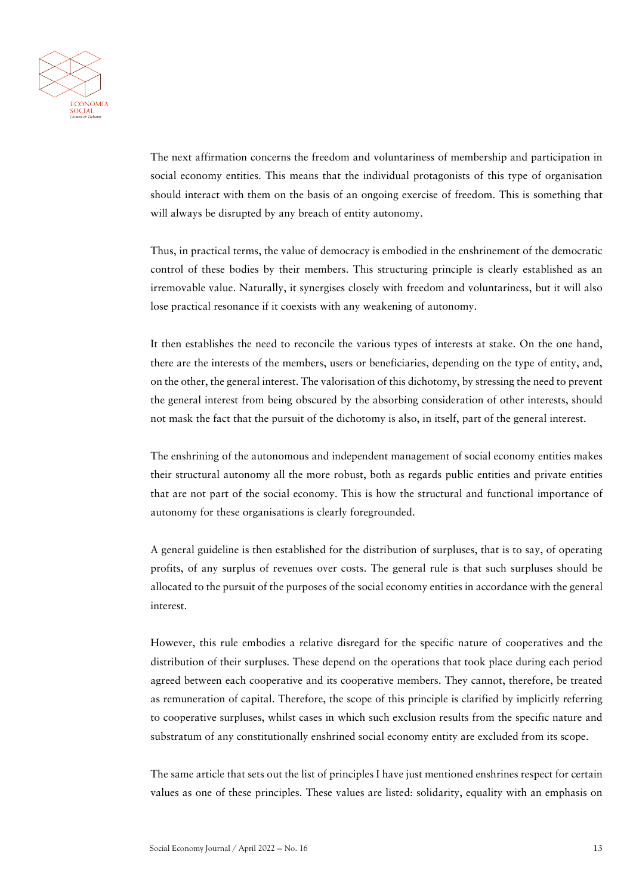The next affirmation concerns the freedom and voluntariness of membership and participation in social economy entities. This means that the individual protagonists of this type of organisation should interact with them on the basis of an ongoing exercise of freedom. This is something that will always be disrupted by any breach of entity autonomy.

Thus, in practical terms, the value of democracy is embodied in the enshrinement of the democratic control of these bodies by their members. This structuring principle is clearly established as an irremovable value. Naturally, it synergises closely with freedom and voluntariness, but it will also lose practical resonance if it coexists with any weakening of autonomy.

It then establishes the need to reconcile the various types of interests at stake. On the one hand, there are the interests of the members, users or beneficiaries, depending on the type of entity, and, on the other, the general interest. The valorisation of this dichotomy, by stressing the need to prevent the general interest from being obscured by the absorbing consideration of other interests, should not mask the fact that the pursuit of the dichotomy is also, in itself, part of the general interest.

The enshrining of the autonomous and independent management of social economy entities makes their structural autonomy all the more robust, both as regards public entities and private entities that are not part of the social economy. This is how the structural and functional importance of autonomy for these organisations is clearly foregrounded.

A general guideline is then established for the distribution of surpluses, that is to say, of operating profits, of any surplus of revenues over costs. The general rule is that such surpluses should be allocated to the pursuit of the purposes of the social economy entities in accordance with the general interest.

However, this rule embodies a relative disregard for the specific nature of cooperatives and the distribution of their surpluses. These depend on the operations that took place during each period agreed between each cooperative and its cooperative members. They cannot, therefore, be treated as remuneration of capital. Therefore, the scope of this principle is clarified by implicitly referring to cooperative surpluses, whilst cases in which such exclusion results from the specific nature and substratum of any constitutionally enshrined social economy entity are excluded from its scope.

The same article that sets out the list of principles I have just mentioned enshrines respect for certain values as one of these principles. These values are listed: solidarity, equality with an emphasis on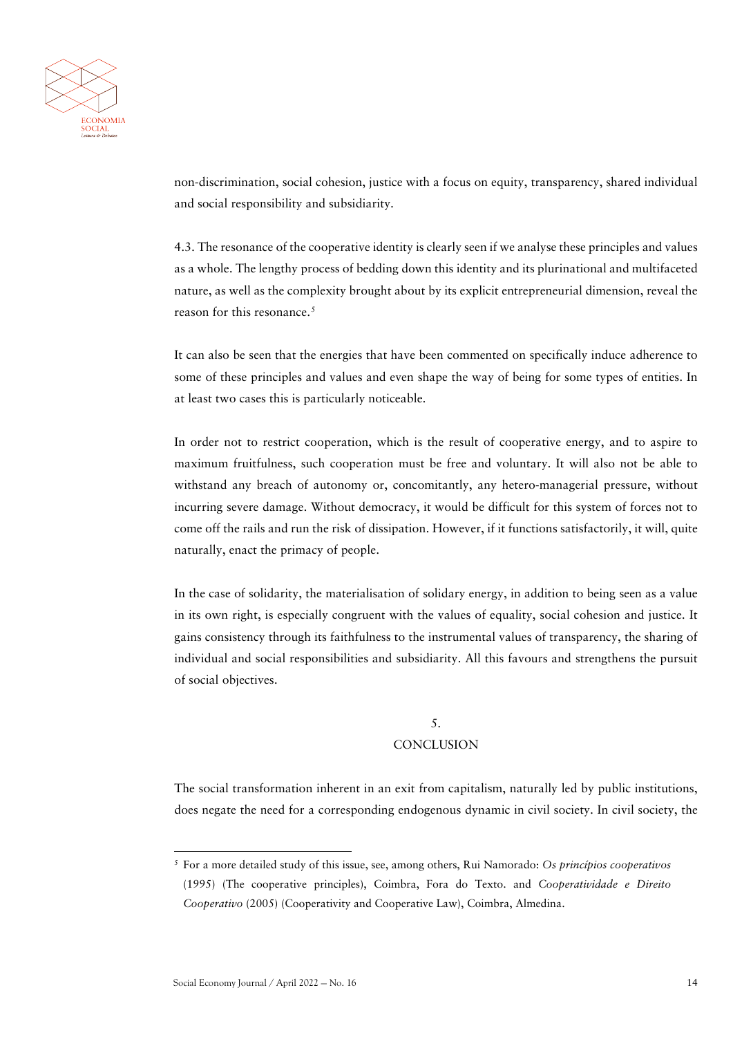non-discrimination, social cohesion, justice with a focus on equity, transparency, shared individual and social responsibility and subsidiarity.

4.3. The resonance of the cooperative identity is clearly seen if we analyse these principles and values as a whole. The lengthy process of bedding down this identity and its plurinational and multifaceted nature, as well as the complexity brought about by its explicit entrepreneurial dimension, reveal the reason for this resonance.[5]

It can also be seen that the energies that have been commented on specifically induce adherence to some of these principles and values and even shape the way of being for some types of entities. In at least two cases this is particularly noticeable.

In order not to restrict cooperation, which is the result of cooperative energy, and to aspire to maximum fruitfulness, such cooperation must be free and voluntary. It will also not be able to withstand any breach of autonomy or, concomitantly, any hetero-managerial pressure, without incurring severe damage. Without democracy, it would be difficult for this system of forces not to come off the rails and run the risk of dissipation. However, if it functions satisfactorily, it will, quite naturally, enact the primacy of people.

In the case of solidarity, the materialisation of solidary energy, in addition to being seen as a value in its own right, is especially congruent with the values of equality, social cohesion and justice. It gains consistency through its faithfulness to the instrumental values of transparency, the sharing of individual and social responsibilities and subsidiarity. All this favours and strengthens the pursuit of social objectives.

## 5. CONCLUSION

The social transformation inherent in an exit from capitalism, naturally led by public institutions, does negate the need for a corresponding endogenous dynamic in civil society. In civil society, the

---

[5] For a more detailed study of this issue, see, among others, Rui Namorado: *Os princípios cooperativos* (1995) (The cooperative principles), Coimbra, Fora do Texto. and *Cooperatividade e Direito Cooperativo* (2005) (Cooperativity and Cooperative Law), Coimbra, Almedina.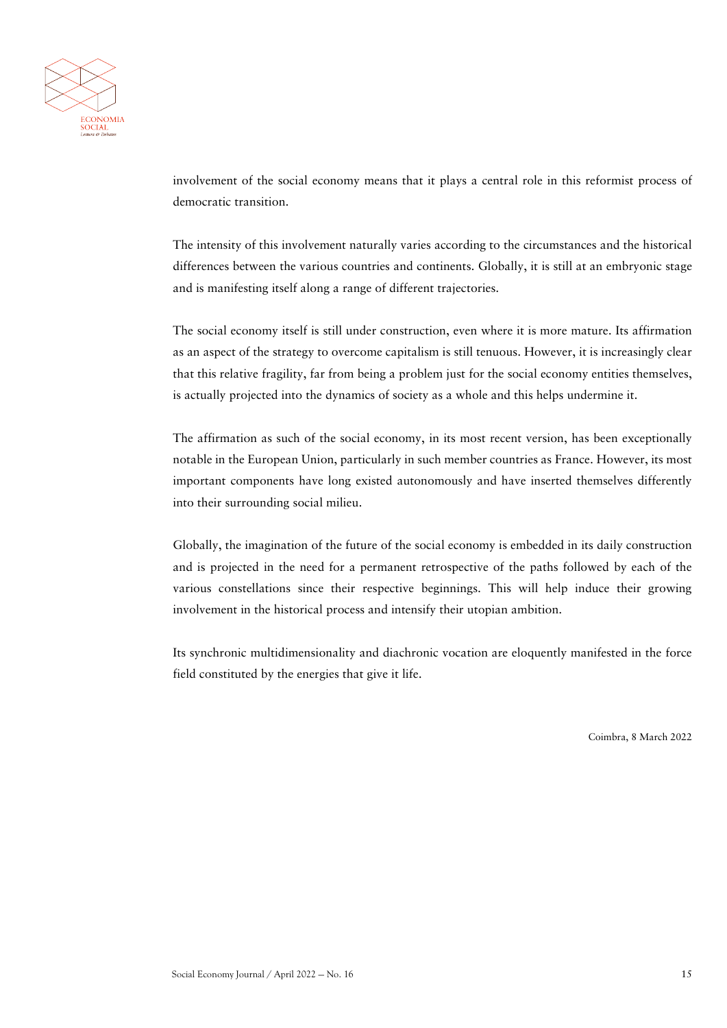involvement of the social economy means that it plays a central role in this reformist process of democratic transition.

The intensity of this involvement naturally varies according to the circumstances and the historical differences between the various countries and continents. Globally, it is still at an embryonic stage and is manifesting itself along a range of different trajectories.

The social economy itself is still under construction, even where it is more mature. Its affirmation as an aspect of the strategy to overcome capitalism is still tenuous. However, it is increasingly clear that this relative fragility, far from being a problem just for the social economy entities themselves, is actually projected into the dynamics of society as a whole and this helps undermine it.

The affirmation as such of the social economy, in its most recent version, has been exceptionally notable in the European Union, particularly in such member countries as France. However, its most important components have long existed autonomously and have inserted themselves differently into their surrounding social milieu.

Globally, the imagination of the future of the social economy is embedded in its daily construction and is projected in the need for a permanent retrospective of the paths followed by each of the various constellations since their respective beginnings. This will help induce their growing involvement in the historical process and intensify their utopian ambition.

Its synchronic multidimensionality and diachronic vocation are eloquently manifested in the force field constituted by the energies that give it life.

Coimbra, 8 March 2022